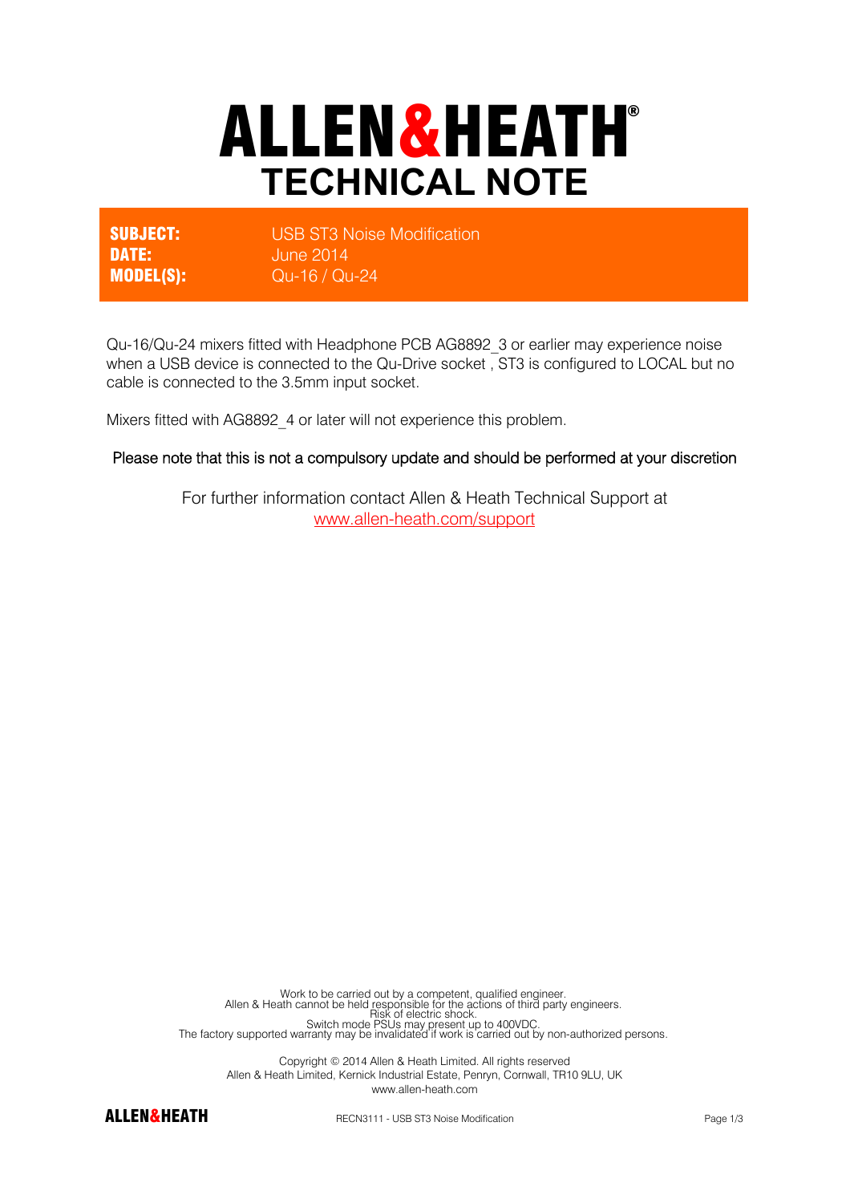# ALLEN&HEATH

## TECHNICAL NOTE

| | |
|---|---|
| **SUBJECT:** | USB ST3 Noise Modification |
| **DATE:** | June 2014 |
| **MODEL(S):** | Qu-16 / Qu-24 |

Qu-16/Qu-24 mixers fitted with Headphone PCB AG8892_3 or earlier may experience noise when a USB device is connected to the Qu-Drive socket , ST3 is configured to LOCAL but no cable is connected to the 3.5mm input socket.

Mixers fitted with AG8892_4 or later will not experience this problem.

Please note that this is not a compulsory update and should be performed at your discretion

For further information contact Allen & Heath Technical Support at
www.allen-heath.com/support

Work to be carried out by a competent, qualified engineer.
Allen & Heath cannot be held responsible for the actions of third party engineers.
Risk of electric shock.
Switch mode PSUs may present up to 400VDC.
The factory supported warranty may be invalidated if work is carried out by non-authorized persons.

Copyright © 2014 Allen & Heath Limited. All rights reserved
Allen & Heath Limited, Kernick Industrial Estate, Penryn, Cornwall, TR10 9LU, UK
www.allen-heath.com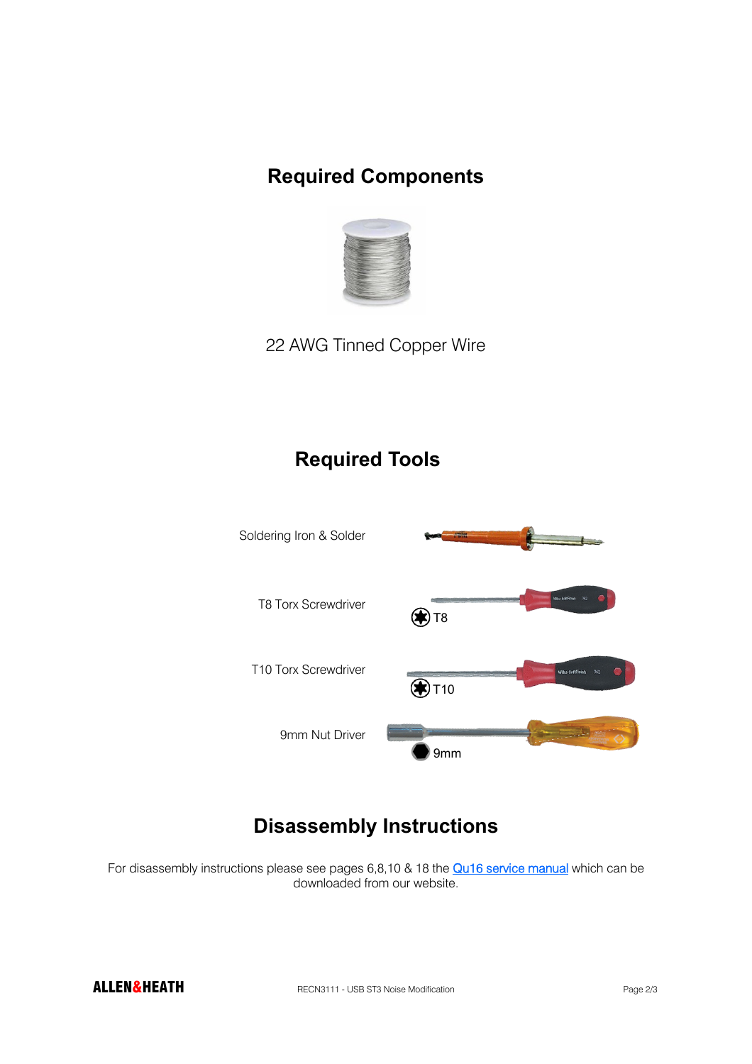## Required Components

22 AWG Tinned Copper Wire

## Required Tools

Soldering Iron & Solder

T8 Torx Screwdriver

T8

T10 Torx Screwdriver

T10

9mm Nut Driver

9mm

## Disassembly Instructions

For disassembly instructions please see pages 6,8,10 & 18 the Qu16 service manual which can be downloaded from our website.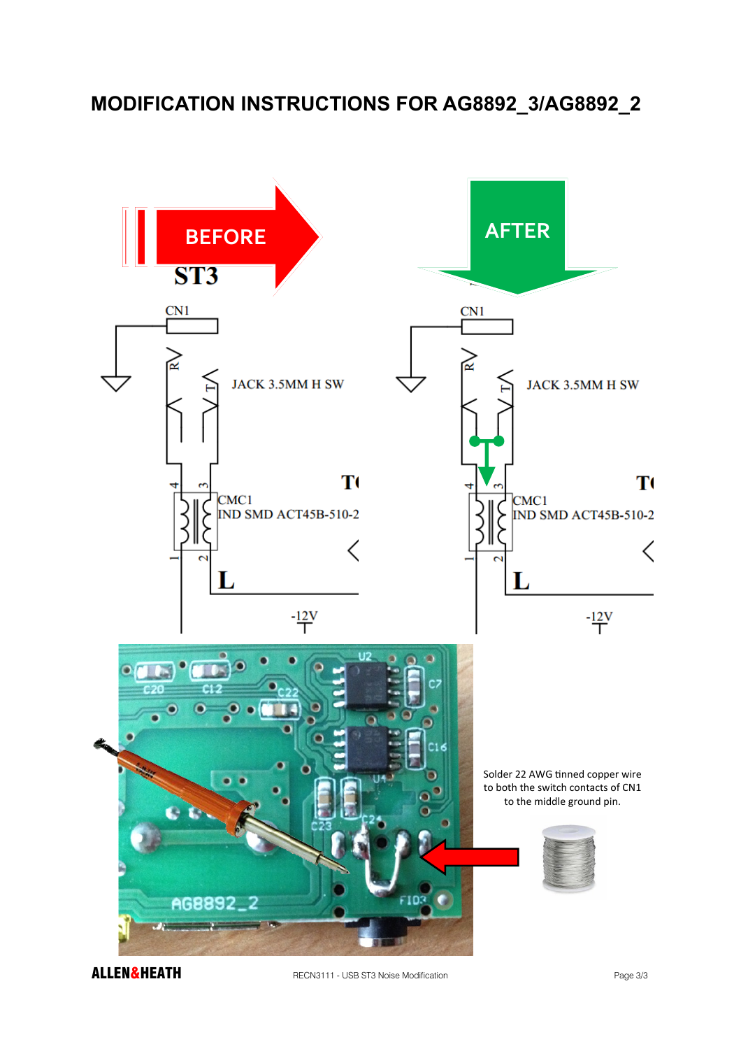# MODIFICATION INSTRUCTIONS FOR AG8892_3/AG8892_2

BEFORE

ST3

CN1

JACK 3.5MM H SW

CMC1
IND SMD ACT45B-510-2

L

-12V

AFTER

CN1

JACK 3.5MM H SW

CMC1
IND SMD ACT45B-510-2

L

-12V

Solder 22 AWG tinned copper wire to both the switch contacts of CN1 to the middle ground pin.

ALLEN&HEATH

RECN3111 - USB ST3 Noise Modification